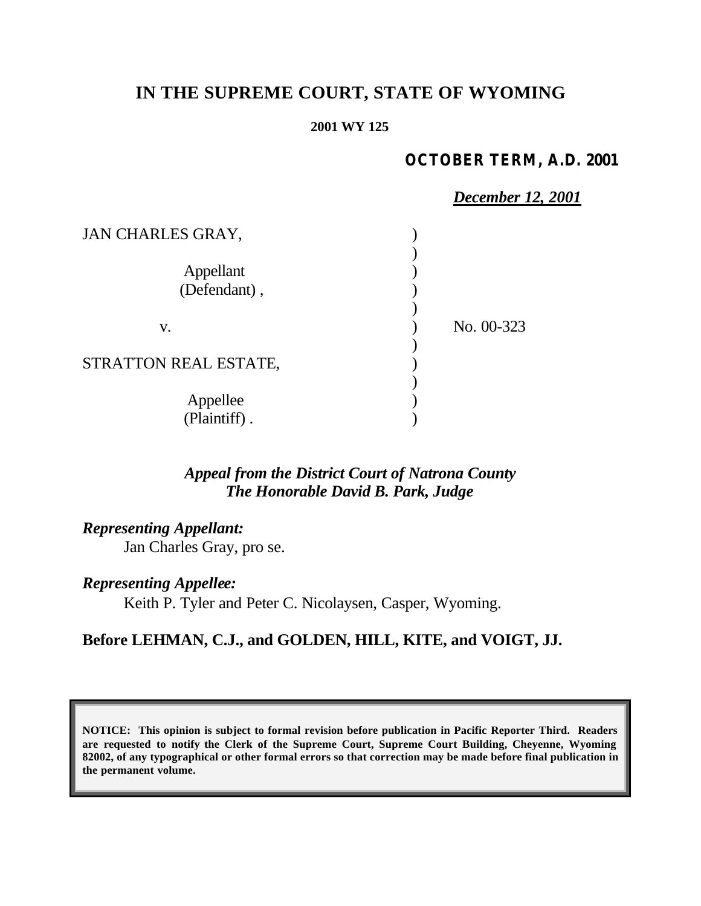# IN THE SUPREME COURT, STATE OF WYOMING

**2001 WY 125**

***OCTOBER TERM, A.D. 2001***

***December 12, 2001***

| | | |
|---|---|---|
| JAN CHARLES GRAY,<br><br>Appellant<br>(Defendant), | ) | |
| v. | ) | No. 00-323 |
| STRATTON REAL ESTATE,<br><br>Appellee<br>(Plaintiff). | ) | |

***Appeal from the District Court of Natrona County***
***The Honorable David B. Park, Judge***

***Representing Appellant:***
Jan Charles Gray, pro se.

***Representing Appellee:***
Keith P. Tyler and Peter C. Nicolaysen, Casper, Wyoming.

**Before LEHMAN, C.J., and GOLDEN, HILL, KITE, and VOIGT, JJ.**

**NOTICE: This opinion is subject to formal revision before publication in Pacific Reporter Third. Readers are requested to notify the Clerk of the Supreme Court, Supreme Court Building, Cheyenne, Wyoming 82002, of any typographical or other formal errors so that correction may be made before final publication in the permanent volume.**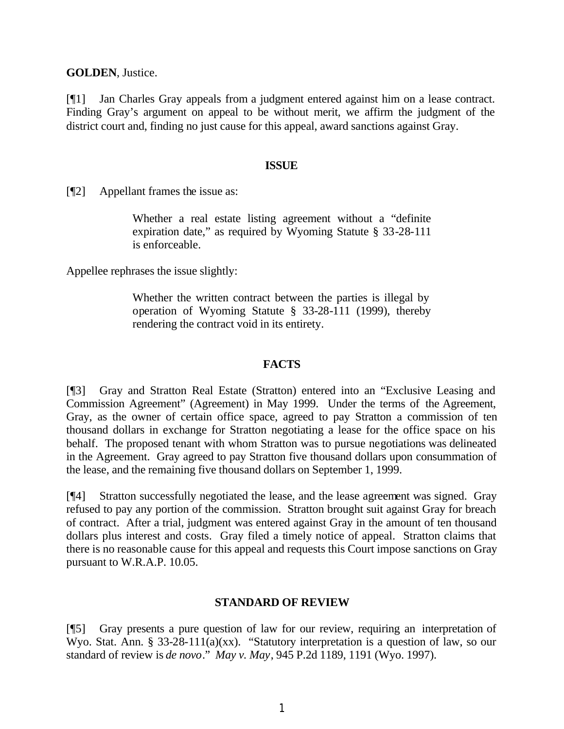**GOLDEN**, Justice.

[¶1] Jan Charles Gray appeals from a judgment entered against him on a lease contract. Finding Gray's argument on appeal to be without merit, we affirm the judgment of the district court and, finding no just cause for this appeal, award sanctions against Gray.

## ISSUE

[¶2] Appellant frames the issue as:

> Whether a real estate listing agreement without a "definite expiration date," as required by Wyoming Statute § 33-28-111 is enforceable.

Appellee rephrases the issue slightly:

> Whether the written contract between the parties is illegal by operation of Wyoming Statute § 33-28-111 (1999), thereby rendering the contract void in its entirety.

## FACTS

[¶3] Gray and Stratton Real Estate (Stratton) entered into an "Exclusive Leasing and Commission Agreement" (Agreement) in May 1999. Under the terms of the Agreement, Gray, as the owner of certain office space, agreed to pay Stratton a commission of ten thousand dollars in exchange for Stratton negotiating a lease for the office space on his behalf. The proposed tenant with whom Stratton was to pursue negotiations was delineated in the Agreement. Gray agreed to pay Stratton five thousand dollars upon consummation of the lease, and the remaining five thousand dollars on September 1, 1999.

[¶4] Stratton successfully negotiated the lease, and the lease agreement was signed. Gray refused to pay any portion of the commission. Stratton brought suit against Gray for breach of contract. After a trial, judgment was entered against Gray in the amount of ten thousand dollars plus interest and costs. Gray filed a timely notice of appeal. Stratton claims that there is no reasonable cause for this appeal and requests this Court impose sanctions on Gray pursuant to W.R.A.P. 10.05.

## STANDARD OF REVIEW

[¶5] Gray presents a pure question of law for our review, requiring an interpretation of Wyo. Stat. Ann. § 33-28-111(a)(xx). "Statutory interpretation is a question of law, so our standard of review is *de novo*." *May v. May*, 945 P.2d 1189, 1191 (Wyo. 1997).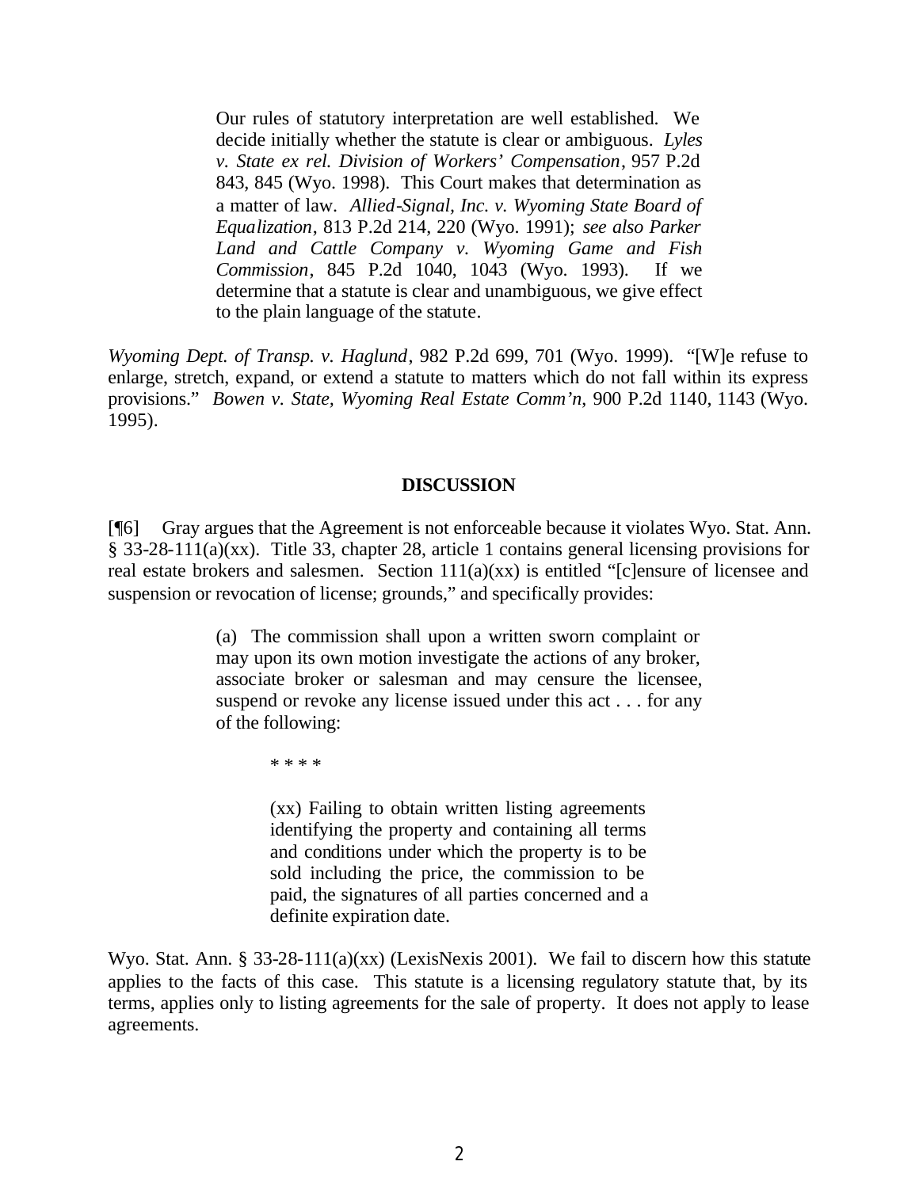> Our rules of statutory interpretation are well established. We decide initially whether the statute is clear or ambiguous. *Lyles v. State ex rel. Division of Workers' Compensation*, 957 P.2d 843, 845 (Wyo. 1998). This Court makes that determination as a matter of law. *Allied-Signal, Inc. v. Wyoming State Board of Equalization*, 813 P.2d 214, 220 (Wyo. 1991); *see also Parker Land and Cattle Company v. Wyoming Game and Fish Commission*, 845 P.2d 1040, 1043 (Wyo. 1993). If we determine that a statute is clear and unambiguous, we give effect to the plain language of the statute.

*Wyoming Dept. of Transp. v. Haglund*, 982 P.2d 699, 701 (Wyo. 1999). "[W]e refuse to enlarge, stretch, expand, or extend a statute to matters which do not fall within its express provisions." *Bowen v. State, Wyoming Real Estate Comm'n*, 900 P.2d 1140, 1143 (Wyo. 1995).

## DISCUSSION

[¶6] Gray argues that the Agreement is not enforceable because it violates Wyo. Stat. Ann. § 33-28-111(a)(xx). Title 33, chapter 28, article 1 contains general licensing provisions for real estate brokers and salesmen. Section 111(a)(xx) is entitled "[c]ensure of licensee and suspension or revocation of license; grounds," and specifically provides:

> (a) The commission shall upon a written sworn complaint or may upon its own motion investigate the actions of any broker, associate broker or salesman and may censure the licensee, suspend or revoke any license issued under this act . . . for any of the following:
>
> * * * *
>
> > (xx) Failing to obtain written listing agreements identifying the property and containing all terms and conditions under which the property is to be sold including the price, the commission to be paid, the signatures of all parties concerned and a definite expiration date.

Wyo. Stat. Ann. § 33-28-111(a)(xx) (LexisNexis 2001). We fail to discern how this statute applies to the facts of this case. This statute is a licensing regulatory statute that, by its terms, applies only to listing agreements for the sale of property. It does not apply to lease agreements.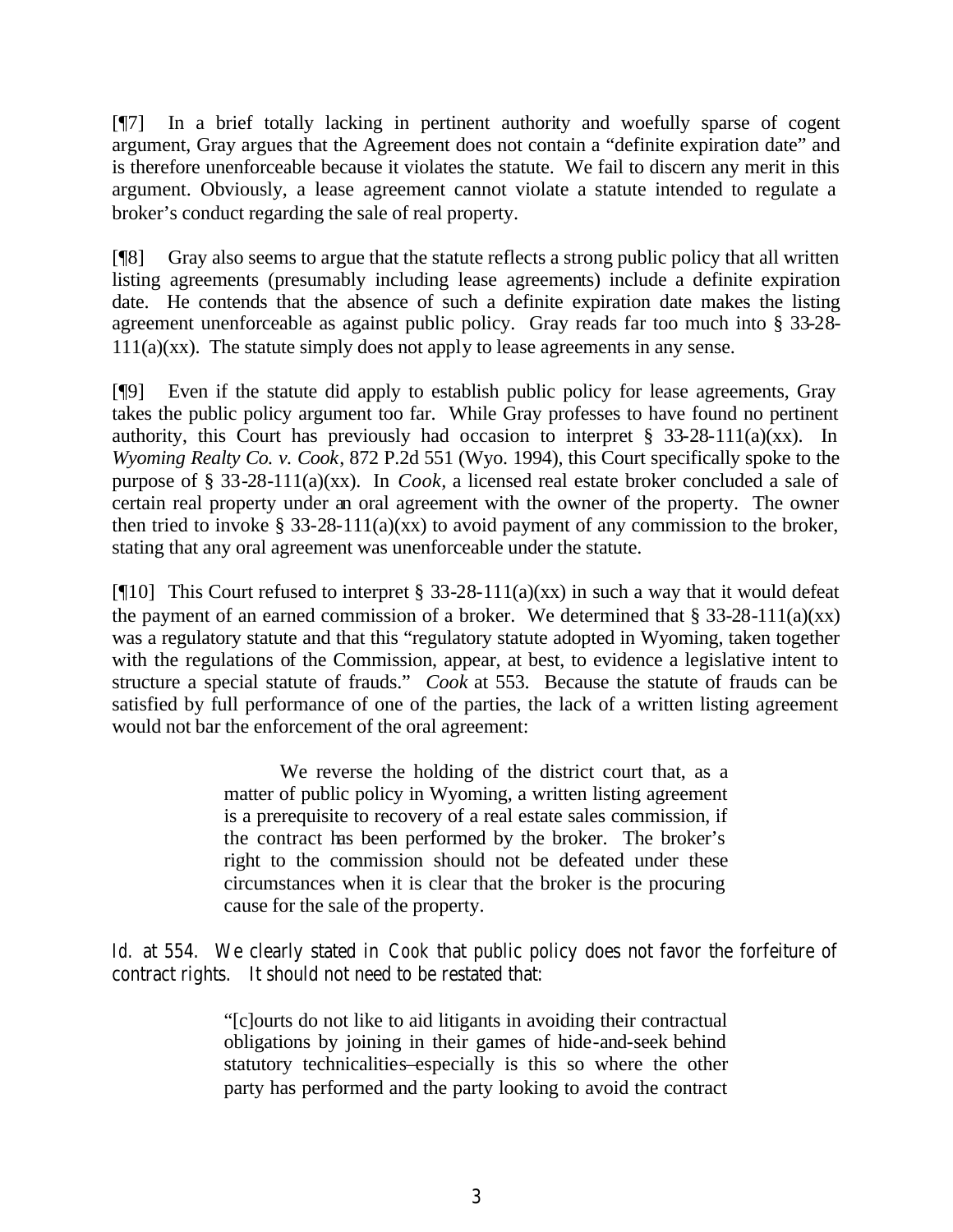[¶7] In a brief totally lacking in pertinent authority and woefully sparse of cogent argument, Gray argues that the Agreement does not contain a "definite expiration date" and is therefore unenforceable because it violates the statute. We fail to discern any merit in this argument. Obviously, a lease agreement cannot violate a statute intended to regulate a broker's conduct regarding the sale of real property.

[¶8] Gray also seems to argue that the statute reflects a strong public policy that all written listing agreements (presumably including lease agreements) include a definite expiration date. He contends that the absence of such a definite expiration date makes the listing agreement unenforceable as against public policy. Gray reads far too much into § 33-28-111(a)(xx). The statute simply does not apply to lease agreements in any sense.

[¶9] Even if the statute did apply to establish public policy for lease agreements, Gray takes the public policy argument too far. While Gray professes to have found no pertinent authority, this Court has previously had occasion to interpret § 33-28-111(a)(xx). In *Wyoming Realty Co. v. Cook*, 872 P.2d 551 (Wyo. 1994), this Court specifically spoke to the purpose of § 33-28-111(a)(xx). In *Cook*, a licensed real estate broker concluded a sale of certain real property under an oral agreement with the owner of the property. The owner then tried to invoke § 33-28-111(a)(xx) to avoid payment of any commission to the broker, stating that any oral agreement was unenforceable under the statute.

[¶10] This Court refused to interpret § 33-28-111(a)(xx) in such a way that it would defeat the payment of an earned commission of a broker. We determined that § 33-28-111(a)(xx) was a regulatory statute and that this "regulatory statute adopted in Wyoming, taken together with the regulations of the Commission, appear, at best, to evidence a legislative intent to structure a special statute of frauds." *Cook* at 553. Because the statute of frauds can be satisfied by full performance of one of the parties, the lack of a written listing agreement would not bar the enforcement of the oral agreement:

> We reverse the holding of the district court that, as a matter of public policy in Wyoming, a written listing agreement is a prerequisite to recovery of a real estate sales commission, if the contract has been performed by the broker. The broker's right to the commission should not be defeated under these circumstances when it is clear that the broker is the procuring cause for the sale of the property.

*Id.* at 554. We clearly stated in *Cook* that public policy does not favor the forfeiture of contract rights. It should not need to be restated that:

> "[c]ourts do not like to aid litigants in avoiding their contractual obligations by joining in their games of hide-and-seek behind statutory technicalities–especially is this so where the other party has performed and the party looking to avoid the contract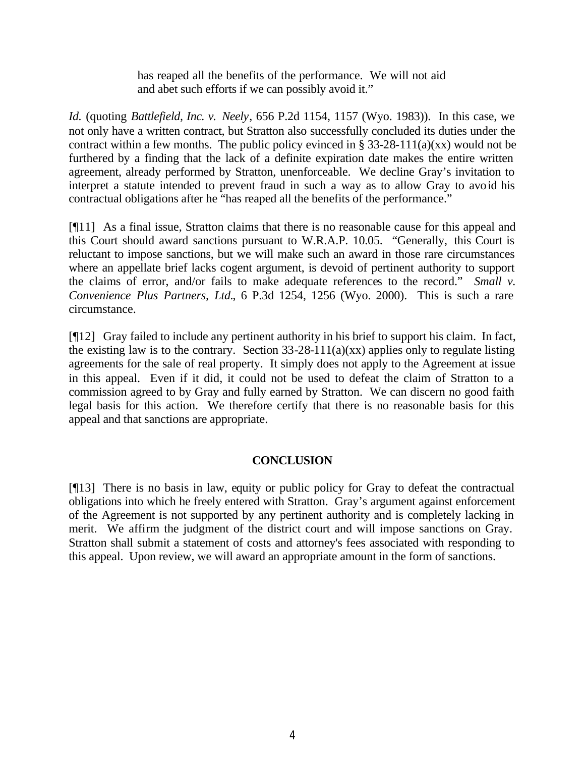> has reaped all the benefits of the performance. We will not aid and abet such efforts if we can possibly avoid it."

*Id.* (quoting *Battlefield, Inc. v. Neely*, 656 P.2d 1154, 1157 (Wyo. 1983)). In this case, we not only have a written contract, but Stratton also successfully concluded its duties under the contract within a few months. The public policy evinced in § 33-28-111(a)(xx) would not be furthered by a finding that the lack of a definite expiration date makes the entire written agreement, already performed by Stratton, unenforceable. We decline Gray's invitation to interpret a statute intended to prevent fraud in such a way as to allow Gray to avoid his contractual obligations after he "has reaped all the benefits of the performance."

[¶11] As a final issue, Stratton claims that there is no reasonable cause for this appeal and this Court should award sanctions pursuant to W.R.A.P. 10.05. "Generally, this Court is reluctant to impose sanctions, but we will make such an award in those rare circumstances where an appellate brief lacks cogent argument, is devoid of pertinent authority to support the claims of error, and/or fails to make adequate references to the record." *Small v. Convenience Plus Partners, Ltd.*, 6 P.3d 1254, 1256 (Wyo. 2000). This is such a rare circumstance.

[¶12] Gray failed to include any pertinent authority in his brief to support his claim. In fact, the existing law is to the contrary. Section 33-28-111(a)(xx) applies only to regulate listing agreements for the sale of real property. It simply does not apply to the Agreement at issue in this appeal. Even if it did, it could not be used to defeat the claim of Stratton to a commission agreed to by Gray and fully earned by Stratton. We can discern no good faith legal basis for this action. We therefore certify that there is no reasonable basis for this appeal and that sanctions are appropriate.

## CONCLUSION

[¶13] There is no basis in law, equity or public policy for Gray to defeat the contractual obligations into which he freely entered with Stratton. Gray's argument against enforcement of the Agreement is not supported by any pertinent authority and is completely lacking in merit. We affirm the judgment of the district court and will impose sanctions on Gray. Stratton shall submit a statement of costs and attorney's fees associated with responding to this appeal. Upon review, we will award an appropriate amount in the form of sanctions.